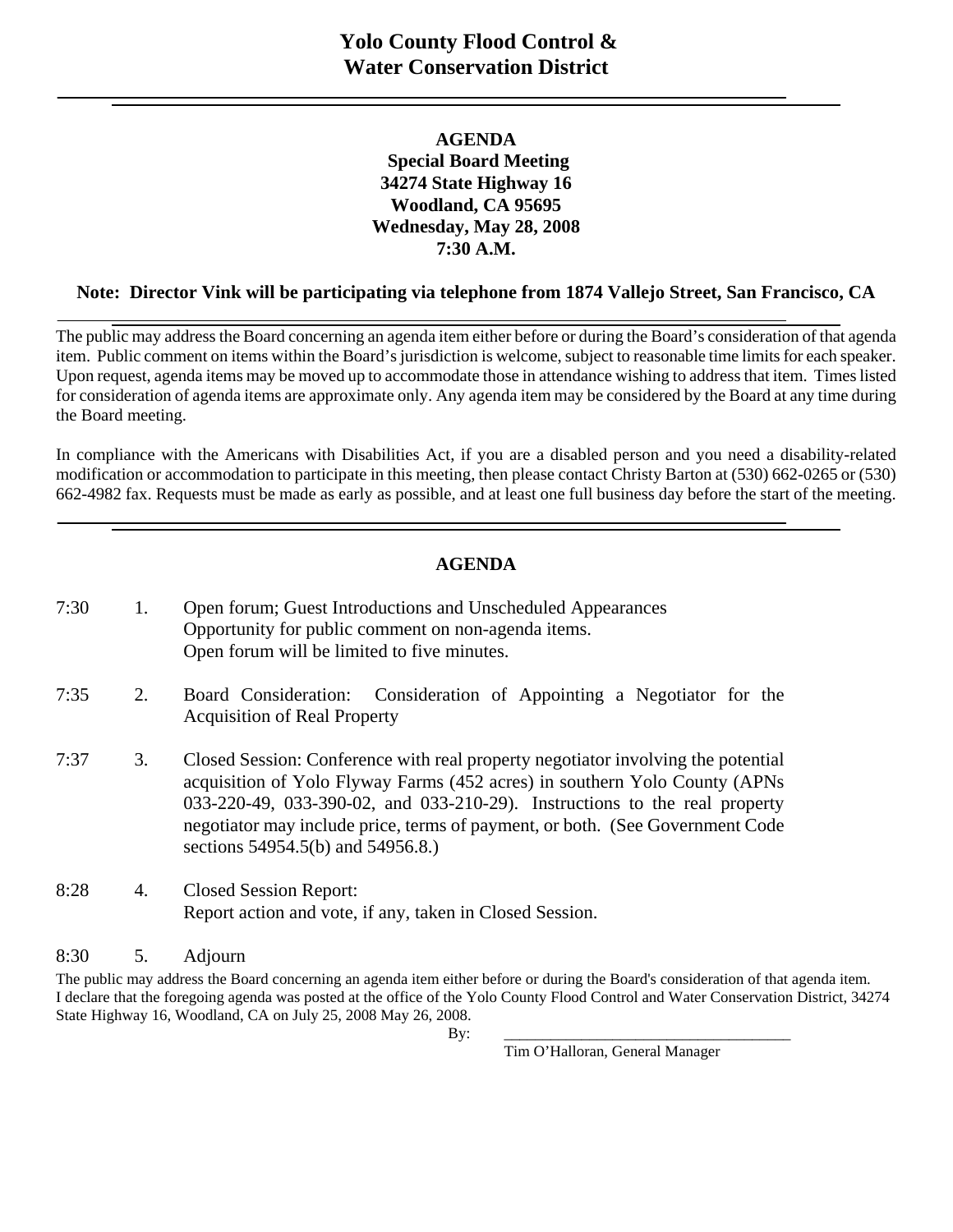# Yolo County Flood Control & Water Conservation District

## AGENDA

**Special Board Meeting**
**34274 State Highway 16**
**Woodland, CA 95695**
**Wednesday, May 28, 2008**
**7:30 A.M.**

**Note: Director Vink will be participating via telephone from 1874 Vallejo Street, San Francisco, CA**

---

The public may address the Board concerning an agenda item either before or during the Board's consideration of that agenda item. Public comment on items within the Board's jurisdiction is welcome, subject to reasonable time limits for each speaker. Upon request, agenda items may be moved up to accommodate those in attendance wishing to address that item. Times listed for consideration of agenda items are approximate only. Any agenda item may be considered by the Board at any time during the Board meeting.

In compliance with the Americans with Disabilities Act, if you are a disabled person and you need a disability-related modification or accommodation to participate in this meeting, then please contact Christy Barton at (530) 662-0265 or (530) 662-4982 fax. Requests must be made as early as possible, and at least one full business day before the start of the meeting.

---

## AGENDA

| Time | No. | Item |
|---|---|---|
| 7:30 | 1. | Open forum; Guest Introductions and Unscheduled Appearances<br>Opportunity for public comment on non-agenda items.<br>Open forum will be limited to five minutes. |
| 7:35 | 2. | Board Consideration: Consideration of Appointing a Negotiator for the Acquisition of Real Property |
| 7:37 | 3. | Closed Session: Conference with real property negotiator involving the potential acquisition of Yolo Flyway Farms (452 acres) in southern Yolo County (APNs 033-220-49, 033-390-02, and 033-210-29). Instructions to the real property negotiator may include price, terms of payment, or both. (See Government Code sections 54954.5(b) and 54956.8.) |
| 8:28 | 4. | Closed Session Report:<br>Report action and vote, if any, taken in Closed Session. |
| 8:30 | 5. | Adjourn |

The public may address the Board concerning an agenda item either before or during the Board's consideration of that agenda item.
I declare that the foregoing agenda was posted at the office of the Yolo County Flood Control and Water Conservation District, 34274 State Highway 16, Woodland, CA on July 25, 2008 May 26, 2008.

By: \_\_\_\_\_\_\_\_\_\_\_\_\_\_\_\_\_\_\_\_\_\_\_\_\_\_\_\_\_\_\_\_\_\_\_\_
Tim O'Halloran, General Manager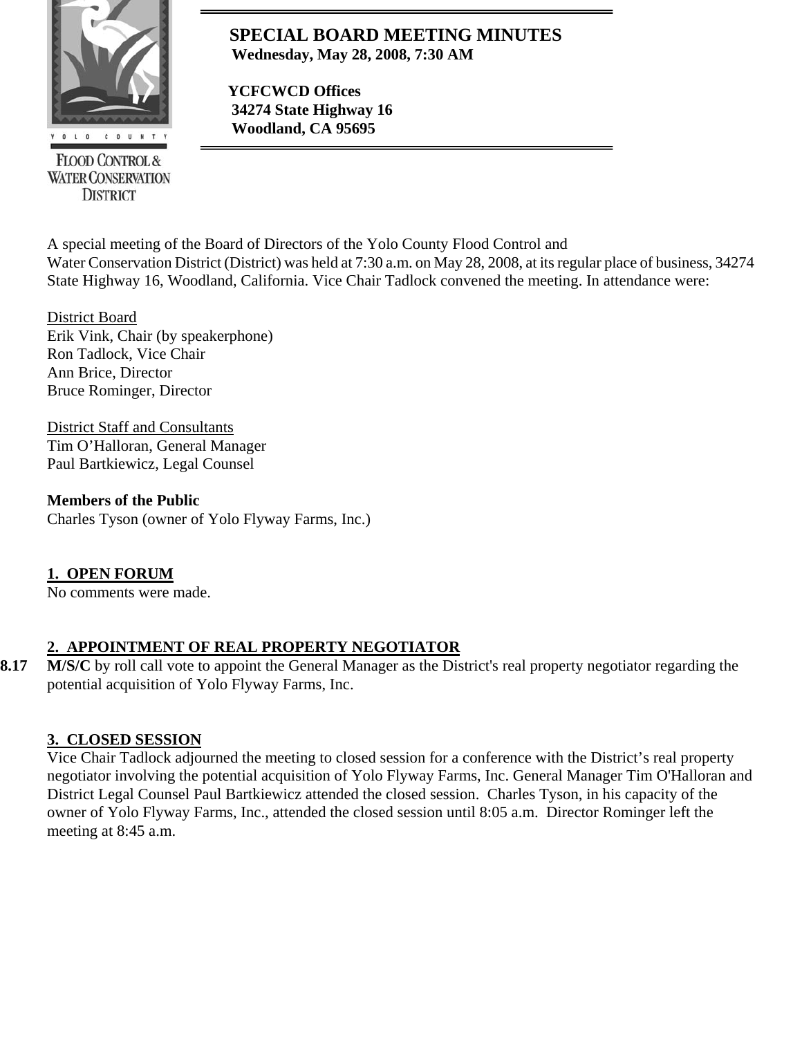# SPECIAL BOARD MEETING MINUTES

**Wednesday, May 28, 2008, 7:30 AM**

**YCFCWCD Offices**
**34274 State Highway 16**
**Woodland, CA 95695**

YOLO COUNTY
FLOOD CONTROL & WATER CONSERVATION DISTRICT

A special meeting of the Board of Directors of the Yolo County Flood Control and Water Conservation District (District) was held at 7:30 a.m. on May 28, 2008, at its regular place of business, 34274 State Highway 16, Woodland, California. Vice Chair Tadlock convened the meeting. In attendance were:

District Board
Erik Vink, Chair (by speakerphone)
Ron Tadlock, Vice Chair
Ann Brice, Director
Bruce Rominger, Director

District Staff and Consultants
Tim O'Halloran, General Manager
Paul Bartkiewicz, Legal Counsel

**Members of the Public**
Charles Tyson (owner of Yolo Flyway Farms, Inc.)

## 1. OPEN FORUM

No comments were made.

## 2. APPOINTMENT OF REAL PROPERTY NEGOTIATOR

**8.17** **M/S/C** by roll call vote to appoint the General Manager as the District's real property negotiator regarding the potential acquisition of Yolo Flyway Farms, Inc.

## 3. CLOSED SESSION

Vice Chair Tadlock adjourned the meeting to closed session for a conference with the District's real property negotiator involving the potential acquisition of Yolo Flyway Farms, Inc. General Manager Tim O'Halloran and District Legal Counsel Paul Bartkiewicz attended the closed session. Charles Tyson, in his capacity of the owner of Yolo Flyway Farms, Inc., attended the closed session until 8:05 a.m. Director Rominger left the meeting at 8:45 a.m.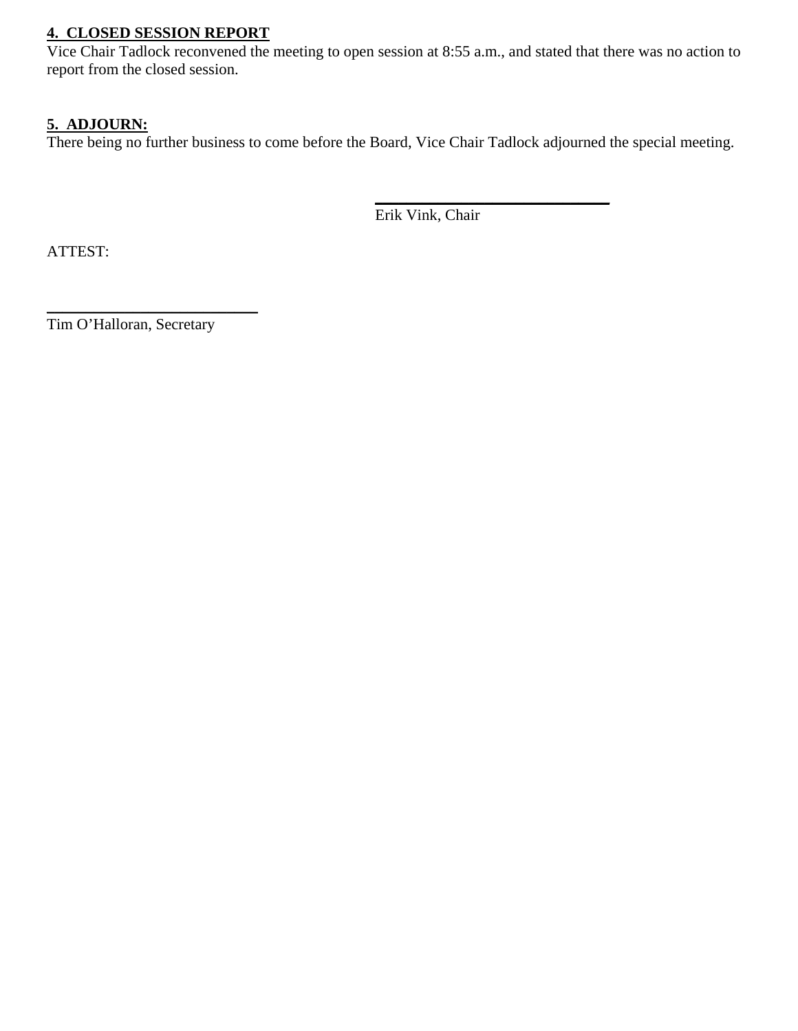**4. CLOSED SESSION REPORT**

Vice Chair Tadlock reconvened the meeting to open session at 8:55 a.m., and stated that there was no action to report from the closed session.

**5. ADJOURN:**

There being no further business to come before the Board, Vice Chair Tadlock adjourned the special meeting.

\_\_\_\_\_\_\_\_\_\_\_\_\_\_\_\_\_\_\_\_\_\_\_\_\_\_\_\_\_\_
Erik Vink, Chair

ATTEST:

\_\_\_\_\_\_\_\_\_\_\_\_\_\_\_\_\_\_\_\_\_\_\_\_\_\_\_\_
Tim O'Halloran, Secretary